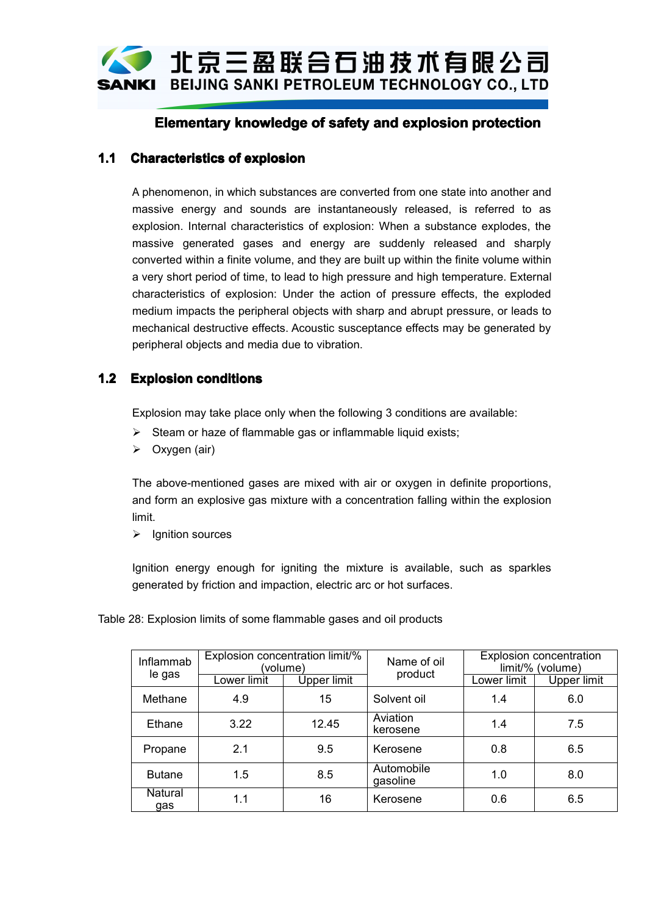# Elementary knowledge of safety and explosion protection

## 1.1 Characteristics of explosion

A phenomenon, in which substances are converted from one state into another and massive energy and sounds are instantaneously released, is referred to as explosion. Internal characteristics of explosion: When a substance explodes, the massive generated gases and energy are suddenly released and sharply converted within a finite volume, and they are built up within the finite volume within a very short period of time, to lead to high pressure and high temperature. External characteristics of explosion: Under the action of pressure effects, the exploded medium impacts the peripheral objects with sharp and abrupt pressure, or leads to mechanical destructive effects. Acoustic susceptance effects may be generated by peripheral objects and media due to vibration.

## 1.2 Explosion conditions

Explosion may take place only when the following 3 conditions are available:

- Steam or haze of flammable gas or inflammable liquid exists;
- Oxygen (air)

The above-mentioned gases are mixed with air or oxygen in definite proportions, and form an explosive gas mixture with a concentration falling within the explosion limit.

- Ignition sources

Ignition energy enough for igniting the mixture is available, such as sparkles generated by friction and impaction, electric arc or hot surfaces.

Table 28: Explosion limits of some flammable gases and oil products

| Inflammable gas | Explosion concentration limit/% (volume) | | Name of oil product | Explosion concentration limit/% (volume) | |
|---|---|---|---|---|---|
| | Lower limit | Upper limit | | Lower limit | Upper limit |
| Methane | 4.9 | 15 | Solvent oil | 1.4 | 6.0 |
| Ethane | 3.22 | 12.45 | Aviation kerosene | 1.4 | 7.5 |
| Propane | 2.1 | 9.5 | Kerosene | 0.8 | 6.5 |
| Butane | 1.5 | 8.5 | Automobile gasoline | 1.0 | 8.0 |
| Natural gas | 1.1 | 16 | Kerosene | 0.6 | 6.5 |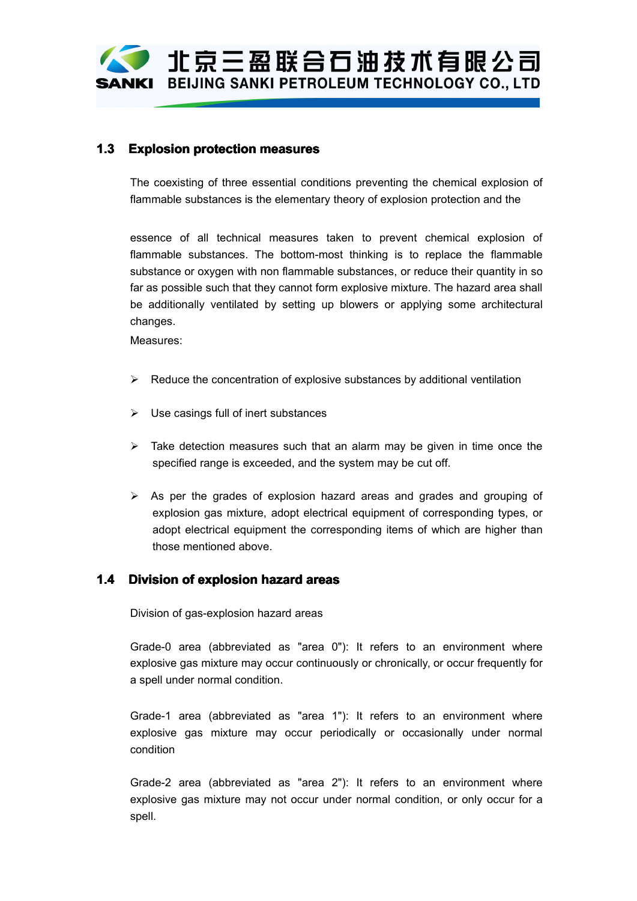## 1.3 Explosion protection measures

The coexisting of three essential conditions preventing the chemical explosion of flammable substances is the elementary theory of explosion protection and the

essence of all technical measures taken to prevent chemical explosion of flammable substances. The bottom-most thinking is to replace the flammable substance or oxygen with non flammable substances, or reduce their quantity in so far as possible such that they cannot form explosive mixture. The hazard area shall be additionally ventilated by setting up blowers or applying some architectural changes.

Measures:

- Reduce the concentration of explosive substances by additional ventilation
- Use casings full of inert substances
- Take detection measures such that an alarm may be given in time once the specified range is exceeded, and the system may be cut off.
- As per the grades of explosion hazard areas and grades and grouping of explosion gas mixture, adopt electrical equipment of corresponding types, or adopt electrical equipment the corresponding items of which are higher than those mentioned above.

## 1.4 Division of explosion hazard areas

Division of gas-explosion hazard areas

Grade-0 area (abbreviated as "area 0"): It refers to an environment where explosive gas mixture may occur continuously or chronically, or occur frequently for a spell under normal condition.

Grade-1 area (abbreviated as "area 1"): It refers to an environment where explosive gas mixture may occur periodically or occasionally under normal condition

Grade-2 area (abbreviated as "area 2"): It refers to an environment where explosive gas mixture may not occur under normal condition, or only occur for a spell.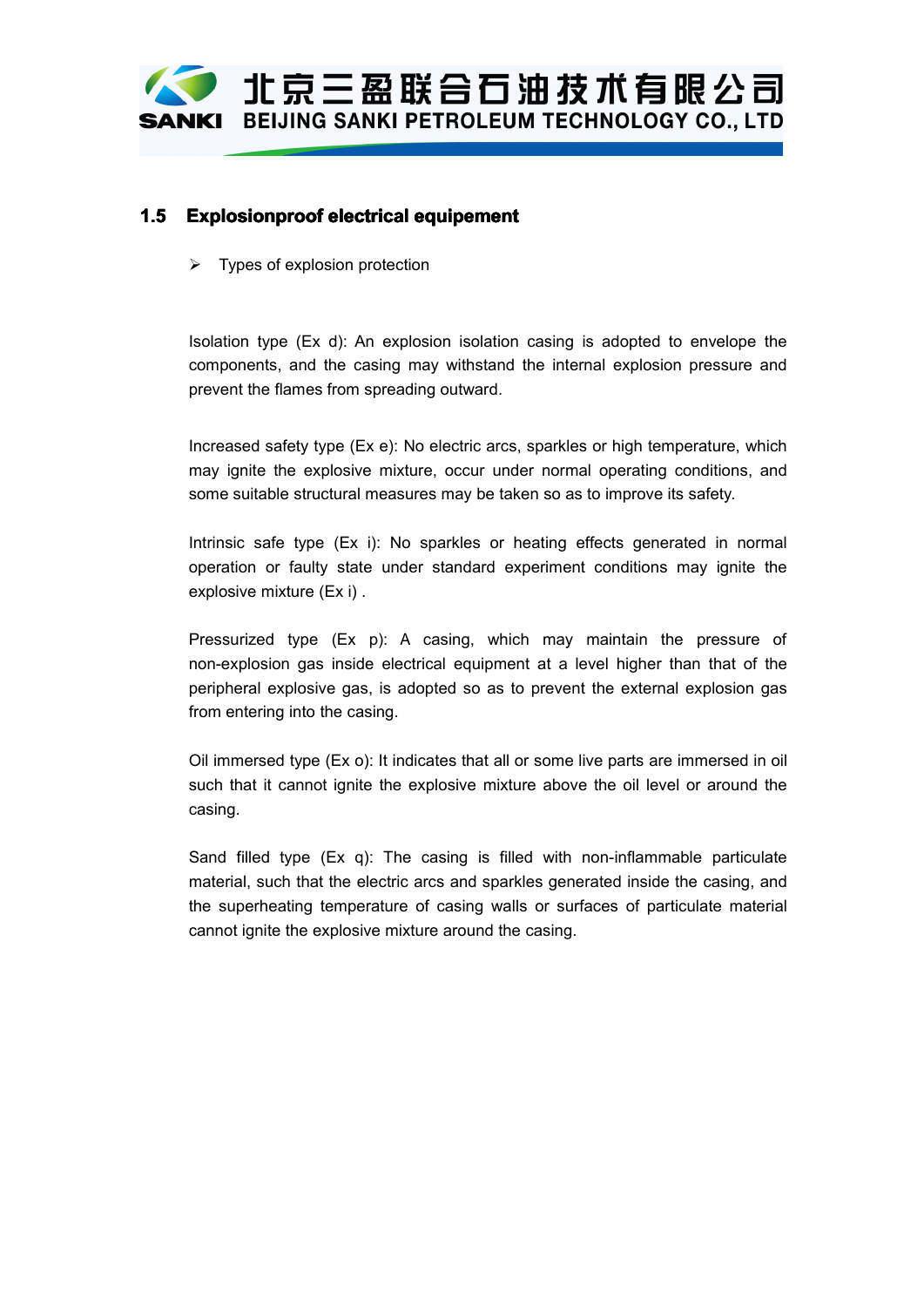## 1.5 Explosionproof electrical equipement

- Types of explosion protection

Isolation type (Ex d): An explosion isolation casing is adopted to envelope the components, and the casing may withstand the internal explosion pressure and prevent the flames from spreading outward.

Increased safety type (Ex e): No electric arcs, sparkles or high temperature, which may ignite the explosive mixture, occur under normal operating conditions, and some suitable structural measures may be taken so as to improve its safety.

Intrinsic safe type (Ex i): No sparkles or heating effects generated in normal operation or faulty state under standard experiment conditions may ignite the explosive mixture (Ex i) .

Pressurized type (Ex p): A casing, which may maintain the pressure of non-explosion gas inside electrical equipment at a level higher than that of the peripheral explosive gas, is adopted so as to prevent the external explosion gas from entering into the casing.

Oil immersed type (Ex o): It indicates that all or some live parts are immersed in oil such that it cannot ignite the explosive mixture above the oil level or around the casing.

Sand filled type (Ex q): The casing is filled with non-inflammable particulate material, such that the electric arcs and sparkles generated inside the casing, and the superheating temperature of casing walls or surfaces of particulate material cannot ignite the explosive mixture around the casing.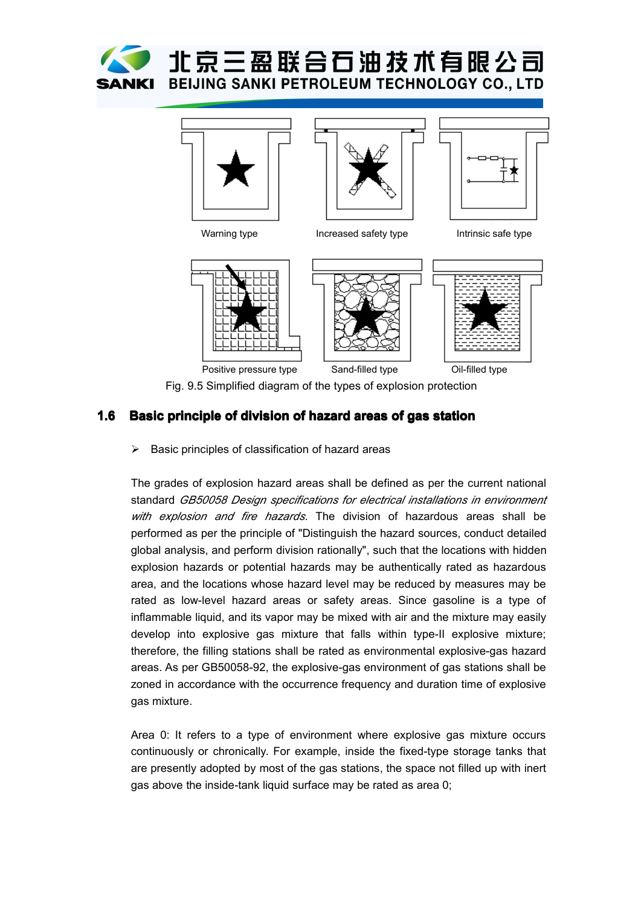Warning type

Increased safety type

Intrinsic safe type

Positive pressure type

Sand-filled type

Oil-filled type

Fig. 9.5 Simplified diagram of the types of explosion protection

## 1.6 Basic principle of division of hazard areas of gas station

- Basic principles of classification of hazard areas

The grades of explosion hazard areas shall be defined as per the current national standard *GB50058 Design specifications for electrical installations in environment with explosion and fire hazards*. The division of hazardous areas shall be performed as per the principle of "Distinguish the hazard sources, conduct detailed global analysis, and perform division rationally", such that the locations with hidden explosion hazards or potential hazards may be authentically rated as hazardous area, and the locations whose hazard level may be reduced by measures may be rated as low-level hazard areas or safety areas. Since gasoline is a type of inflammable liquid, and its vapor may be mixed with air and the mixture may easily develop into explosive gas mixture that falls within type-II explosive mixture; therefore, the filling stations shall be rated as environmental explosive-gas hazard areas. As per GB50058-92, the explosive-gas environment of gas stations shall be zoned in accordance with the occurrence frequency and duration time of explosive gas mixture.

Area 0: It refers to a type of environment where explosive gas mixture occurs continuously or chronically. For example, inside the fixed-type storage tanks that are presently adopted by most of the gas stations, the space not filled up with inert gas above the inside-tank liquid surface may be rated as area 0;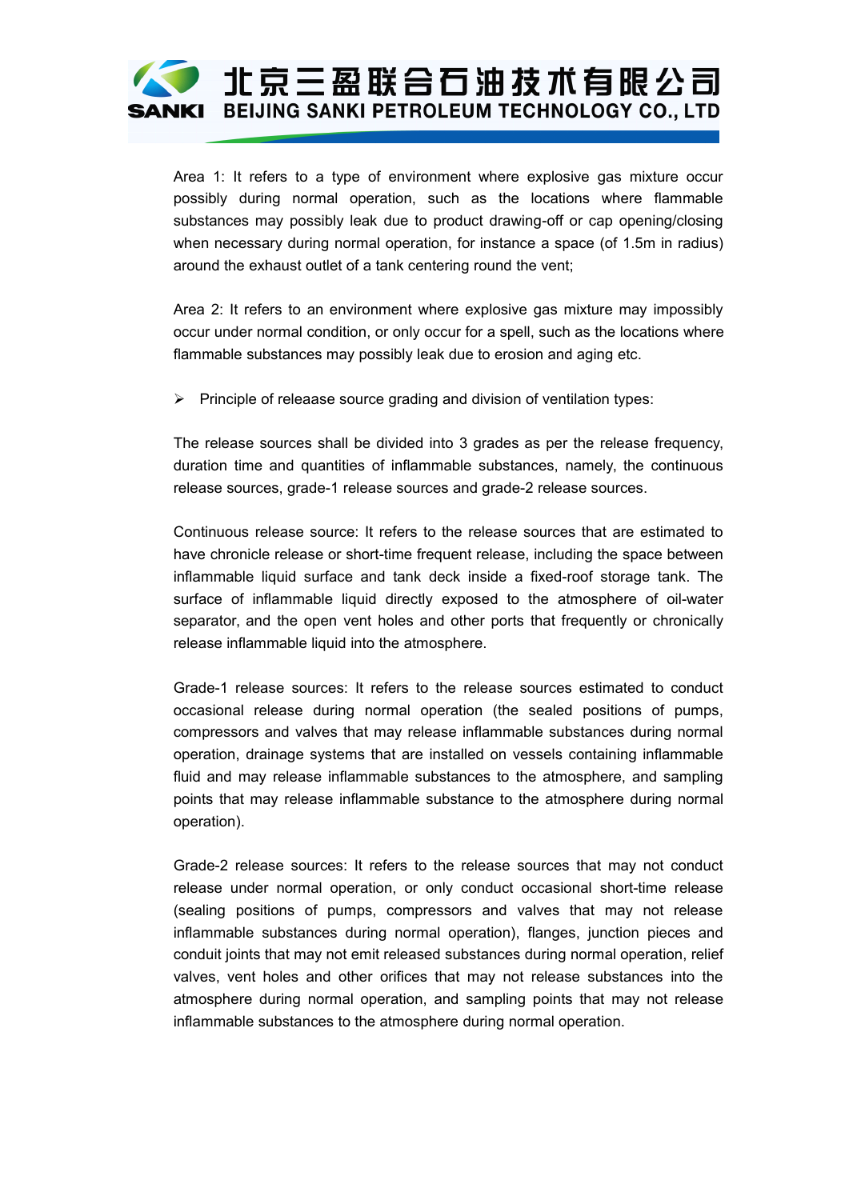Area 1: It refers to a type of environment where explosive gas mixture occur possibly during normal operation, such as the locations where flammable substances may possibly leak due to product drawing-off or cap opening/closing when necessary during normal operation, for instance a space (of 1.5m in radius) around the exhaust outlet of a tank centering round the vent;

Area 2: It refers to an environment where explosive gas mixture may impossibly occur under normal condition, or only occur for a spell, such as the locations where flammable substances may possibly leak due to erosion and aging etc.

- Principle of releaase source grading and division of ventilation types:

The release sources shall be divided into 3 grades as per the release frequency, duration time and quantities of inflammable substances, namely, the continuous release sources, grade-1 release sources and grade-2 release sources.

Continuous release source: It refers to the release sources that are estimated to have chronicle release or short-time frequent release, including the space between inflammable liquid surface and tank deck inside a fixed-roof storage tank. The surface of inflammable liquid directly exposed to the atmosphere of oil-water separator, and the open vent holes and other ports that frequently or chronically release inflammable liquid into the atmosphere.

Grade-1 release sources: It refers to the release sources estimated to conduct occasional release during normal operation (the sealed positions of pumps, compressors and valves that may release inflammable substances during normal operation, drainage systems that are installed on vessels containing inflammable fluid and may release inflammable substances to the atmosphere, and sampling points that may release inflammable substance to the atmosphere during normal operation).

Grade-2 release sources: It refers to the release sources that may not conduct release under normal operation, or only conduct occasional short-time release (sealing positions of pumps, compressors and valves that may not release inflammable substances during normal operation), flanges, junction pieces and conduit joints that may not emit released substances during normal operation, relief valves, vent holes and other orifices that may not release substances into the atmosphere during normal operation, and sampling points that may not release inflammable substances to the atmosphere during normal operation.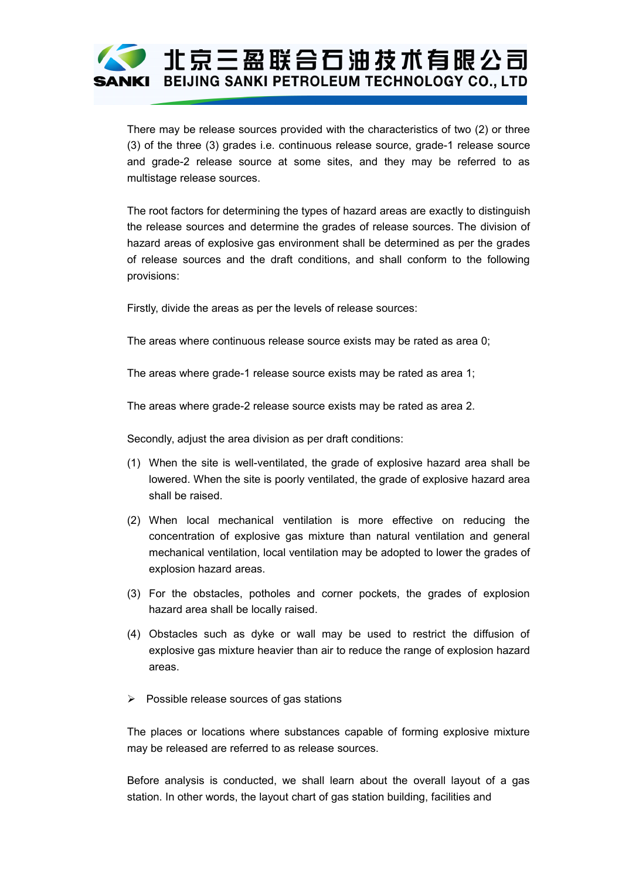There may be release sources provided with the characteristics of two (2) or three (3) of the three (3) grades i.e. continuous release source, grade-1 release source and grade-2 release source at some sites, and they may be referred to as multistage release sources.

The root factors for determining the types of hazard areas are exactly to distinguish the release sources and determine the grades of release sources. The division of hazard areas of explosive gas environment shall be determined as per the grades of release sources and the draft conditions, and shall conform to the following provisions:

Firstly, divide the areas as per the levels of release sources:

The areas where continuous release source exists may be rated as area 0;

The areas where grade-1 release source exists may be rated as area 1;

The areas where grade-2 release source exists may be rated as area 2.

Secondly, adjust the area division as per draft conditions:

(1) When the site is well-ventilated, the grade of explosive hazard area shall be lowered. When the site is poorly ventilated, the grade of explosive hazard area shall be raised.

(2) When local mechanical ventilation is more effective on reducing the concentration of explosive gas mixture than natural ventilation and general mechanical ventilation, local ventilation may be adopted to lower the grades of explosion hazard areas.

(3) For the obstacles, potholes and corner pockets, the grades of explosion hazard area shall be locally raised.

(4) Obstacles such as dyke or wall may be used to restrict the diffusion of explosive gas mixture heavier than air to reduce the range of explosion hazard areas.

- Possible release sources of gas stations

The places or locations where substances capable of forming explosive mixture may be released are referred to as release sources.

Before analysis is conducted, we shall learn about the overall layout of a gas station. In other words, the layout chart of gas station building, facilities and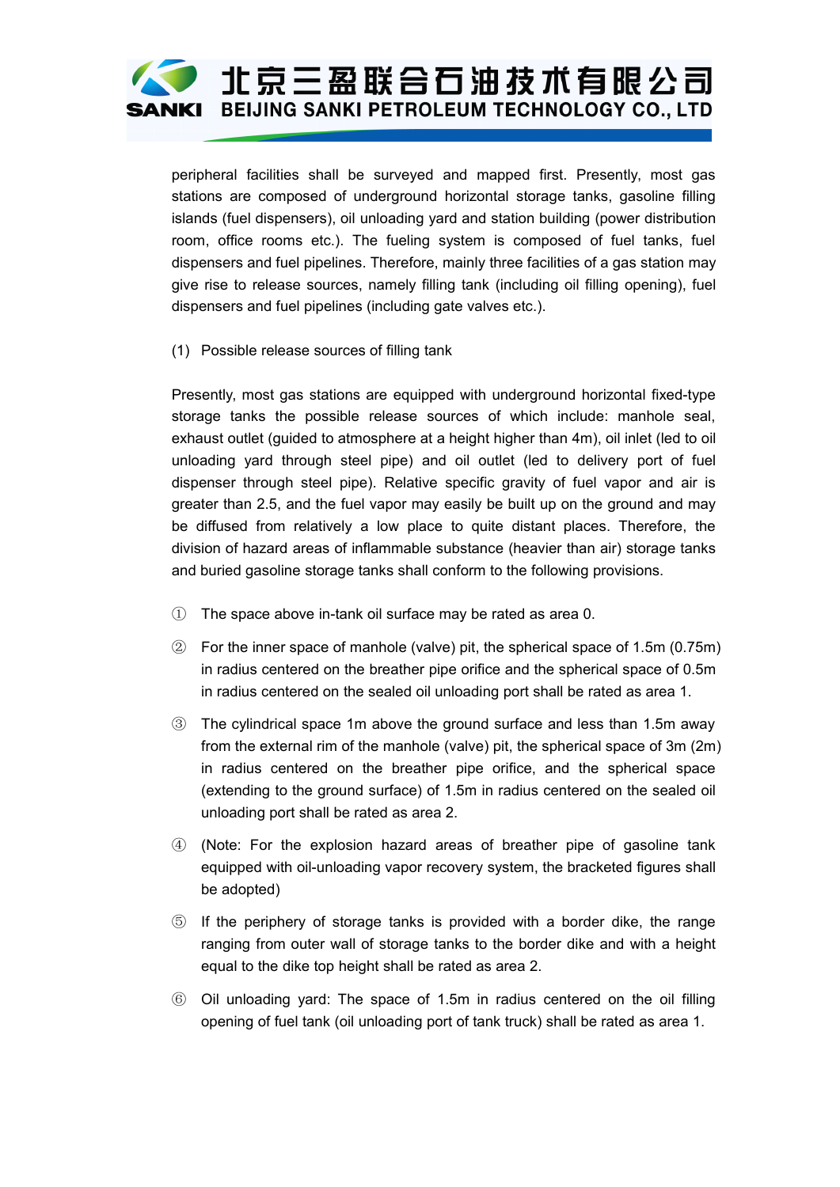peripheral facilities shall be surveyed and mapped first. Presently, most gas stations are composed of underground horizontal storage tanks, gasoline filling islands (fuel dispensers), oil unloading yard and station building (power distribution room, office rooms etc.). The fueling system is composed of fuel tanks, fuel dispensers and fuel pipelines. Therefore, mainly three facilities of a gas station may give rise to release sources, namely filling tank (including oil filling opening), fuel dispensers and fuel pipelines (including gate valves etc.).

(1) Possible release sources of filling tank

Presently, most gas stations are equipped with underground horizontal fixed-type storage tanks the possible release sources of which include: manhole seal, exhaust outlet (guided to atmosphere at a height higher than 4m), oil inlet (led to oil unloading yard through steel pipe) and oil outlet (led to delivery port of fuel dispenser through steel pipe). Relative specific gravity of fuel vapor and air is greater than 2.5, and the fuel vapor may easily be built up on the ground and may be diffused from relatively a low place to quite distant places. Therefore, the division of hazard areas of inflammable substance (heavier than air) storage tanks and buried gasoline storage tanks shall conform to the following provisions.

① The space above in-tank oil surface may be rated as area 0.

② For the inner space of manhole (valve) pit, the spherical space of 1.5m (0.75m) in radius centered on the breather pipe orifice and the spherical space of 0.5m in radius centered on the sealed oil unloading port shall be rated as area 1.

③ The cylindrical space 1m above the ground surface and less than 1.5m away from the external rim of the manhole (valve) pit, the spherical space of 3m (2m) in radius centered on the breather pipe orifice, and the spherical space (extending to the ground surface) of 1.5m in radius centered on the sealed oil unloading port shall be rated as area 2.

④ (Note: For the explosion hazard areas of breather pipe of gasoline tank equipped with oil-unloading vapor recovery system, the bracketed figures shall be adopted)

⑤ If the periphery of storage tanks is provided with a border dike, the range ranging from outer wall of storage tanks to the border dike and with a height equal to the dike top height shall be rated as area 2.

⑥ Oil unloading yard: The space of 1.5m in radius centered on the oil filling opening of fuel tank (oil unloading port of tank truck) shall be rated as area 1.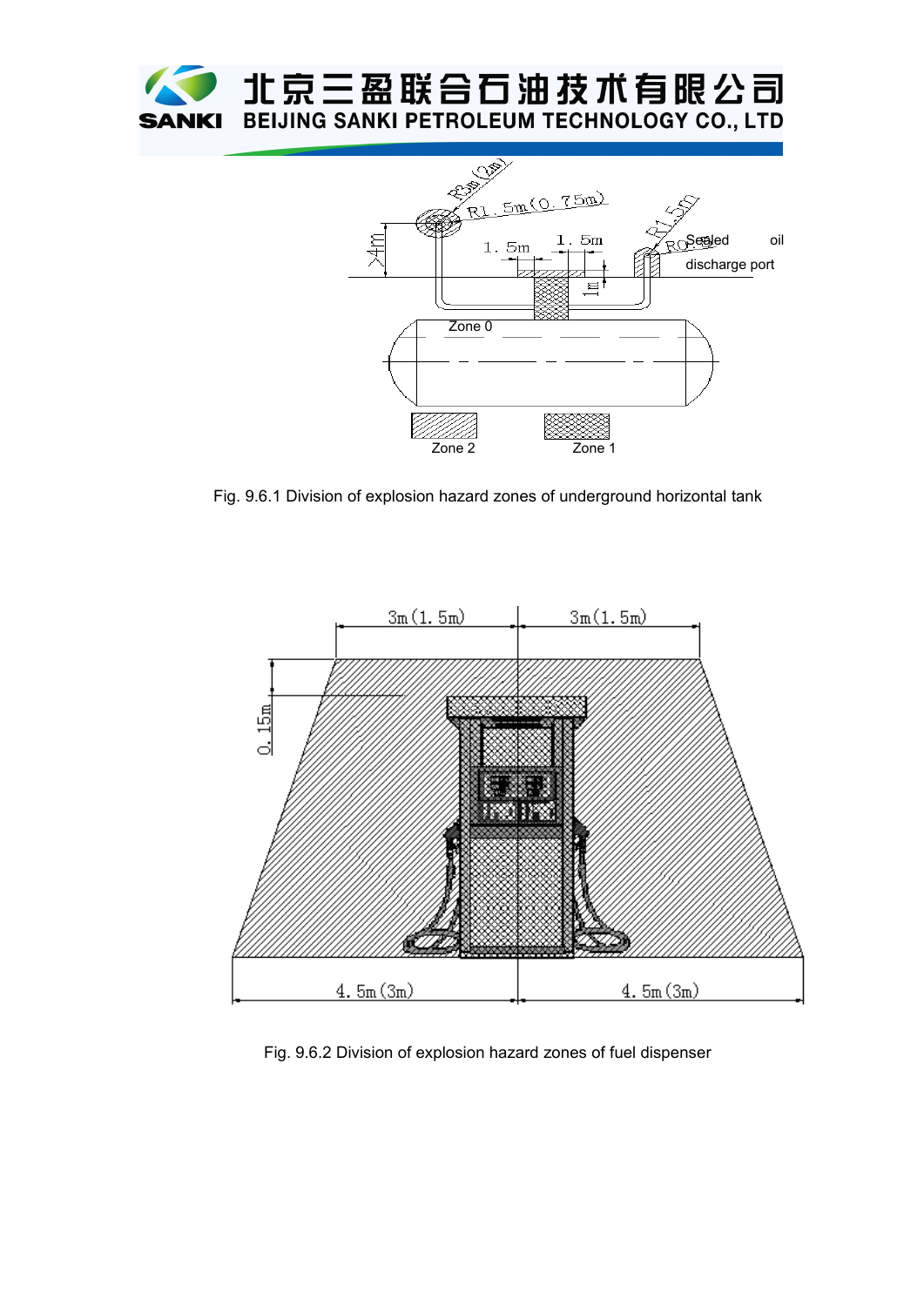Fig. 9.6.1 Division of explosion hazard zones of underground horizontal tank

Fig. 9.6.2 Division of explosion hazard zones of fuel dispenser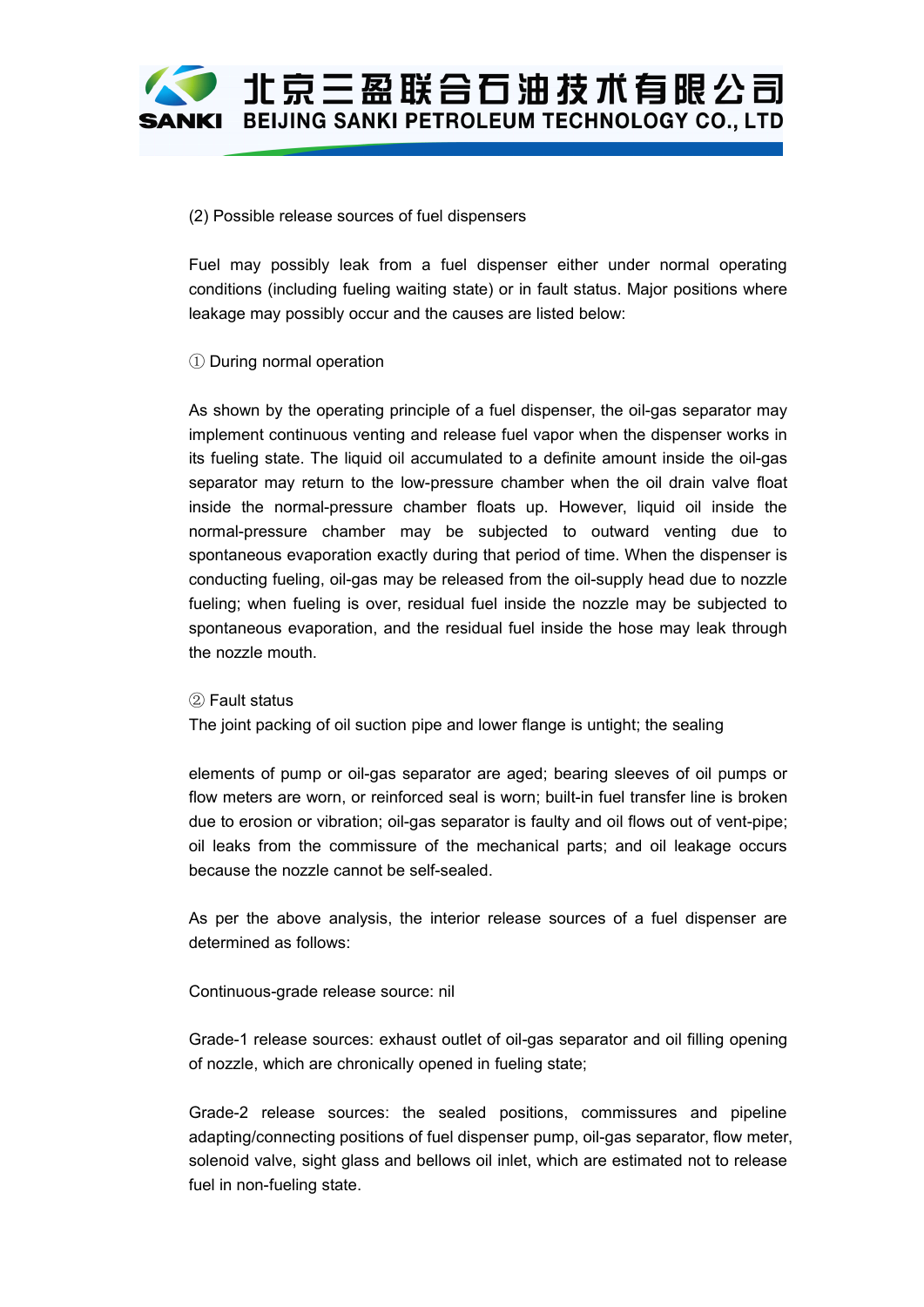(2) Possible release sources of fuel dispensers

Fuel may possibly leak from a fuel dispenser either under normal operating conditions (including fueling waiting state) or in fault status. Major positions where leakage may possibly occur and the causes are listed below:

① During normal operation

As shown by the operating principle of a fuel dispenser, the oil-gas separator may implement continuous venting and release fuel vapor when the dispenser works in its fueling state. The liquid oil accumulated to a definite amount inside the oil-gas separator may return to the low-pressure chamber when the oil drain valve float inside the normal-pressure chamber floats up. However, liquid oil inside the normal-pressure chamber may be subjected to outward venting due to spontaneous evaporation exactly during that period of time. When the dispenser is conducting fueling, oil-gas may be released from the oil-supply head due to nozzle fueling; when fueling is over, residual fuel inside the nozzle may be subjected to spontaneous evaporation, and the residual fuel inside the hose may leak through the nozzle mouth.

② Fault status

The joint packing of oil suction pipe and lower flange is untight; the sealing elements of pump or oil-gas separator are aged; bearing sleeves of oil pumps or flow meters are worn, or reinforced seal is worn; built-in fuel transfer line is broken due to erosion or vibration; oil-gas separator is faulty and oil flows out of vent-pipe; oil leaks from the commissure of the mechanical parts; and oil leakage occurs because the nozzle cannot be self-sealed.

As per the above analysis, the interior release sources of a fuel dispenser are determined as follows:

Continuous-grade release source: nil

Grade-1 release sources: exhaust outlet of oil-gas separator and oil filling opening of nozzle, which are chronically opened in fueling state;

Grade-2 release sources: the sealed positions, commissures and pipeline adapting/connecting positions of fuel dispenser pump, oil-gas separator, flow meter, solenoid valve, sight glass and bellows oil inlet, which are estimated not to release fuel in non-fueling state.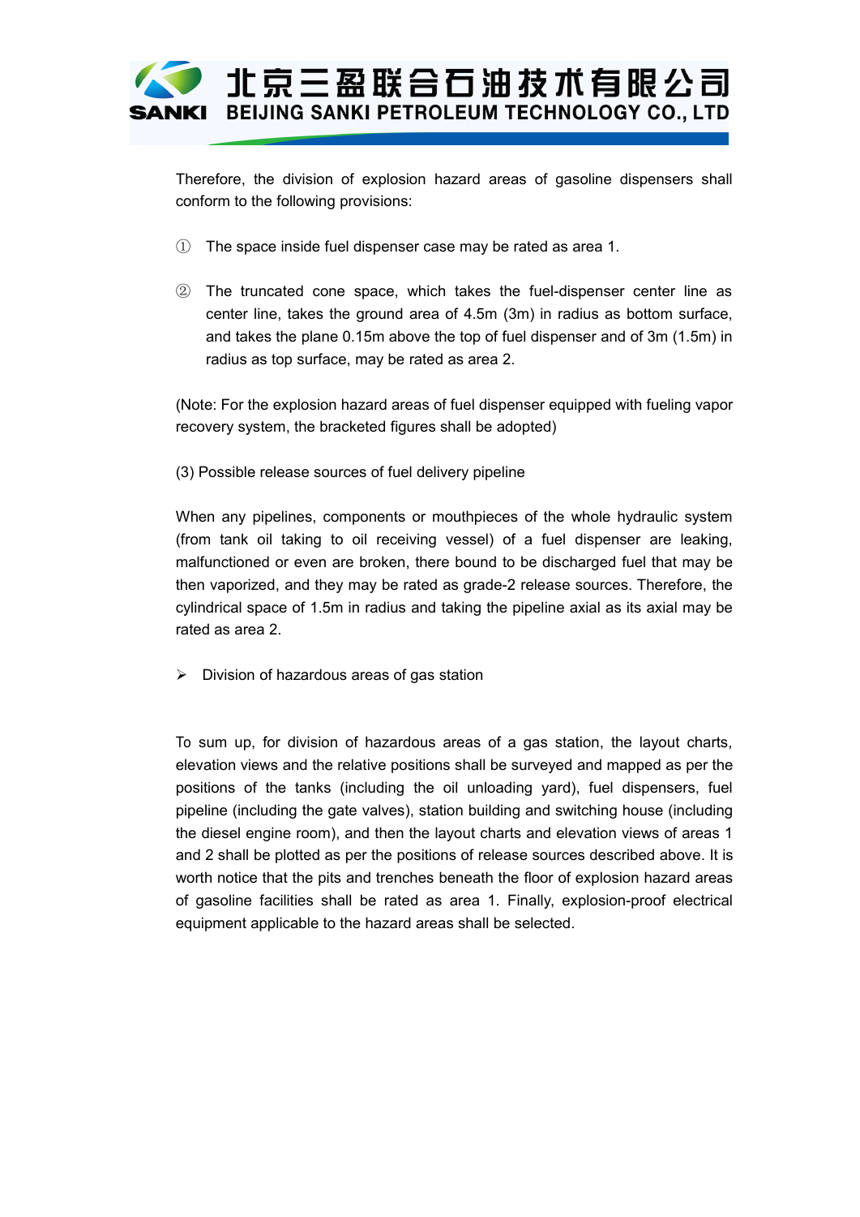Therefore, the division of explosion hazard areas of gasoline dispensers shall conform to the following provisions:

① The space inside fuel dispenser case may be rated as area 1.

② The truncated cone space, which takes the fuel-dispenser center line as center line, takes the ground area of 4.5m (3m) in radius as bottom surface, and takes the plane 0.15m above the top of fuel dispenser and of 3m (1.5m) in radius as top surface, may be rated as area 2.

(Note: For the explosion hazard areas of fuel dispenser equipped with fueling vapor recovery system, the bracketed figures shall be adopted)

(3) Possible release sources of fuel delivery pipeline

When any pipelines, components or mouthpieces of the whole hydraulic system (from tank oil taking to oil receiving vessel) of a fuel dispenser are leaking, malfunctioned or even are broken, there bound to be discharged fuel that may be then vaporized, and they may be rated as grade-2 release sources. Therefore, the cylindrical space of 1.5m in radius and taking the pipeline axial as its axial may be rated as area 2.

➢ Division of hazardous areas of gas station

To sum up, for division of hazardous areas of a gas station, the layout charts, elevation views and the relative positions shall be surveyed and mapped as per the positions of the tanks (including the oil unloading yard), fuel dispensers, fuel pipeline (including the gate valves), station building and switching house (including the diesel engine room), and then the layout charts and elevation views of areas 1 and 2 shall be plotted as per the positions of release sources described above. It is worth notice that the pits and trenches beneath the floor of explosion hazard areas of gasoline facilities shall be rated as area 1. Finally, explosion-proof electrical equipment applicable to the hazard areas shall be selected.